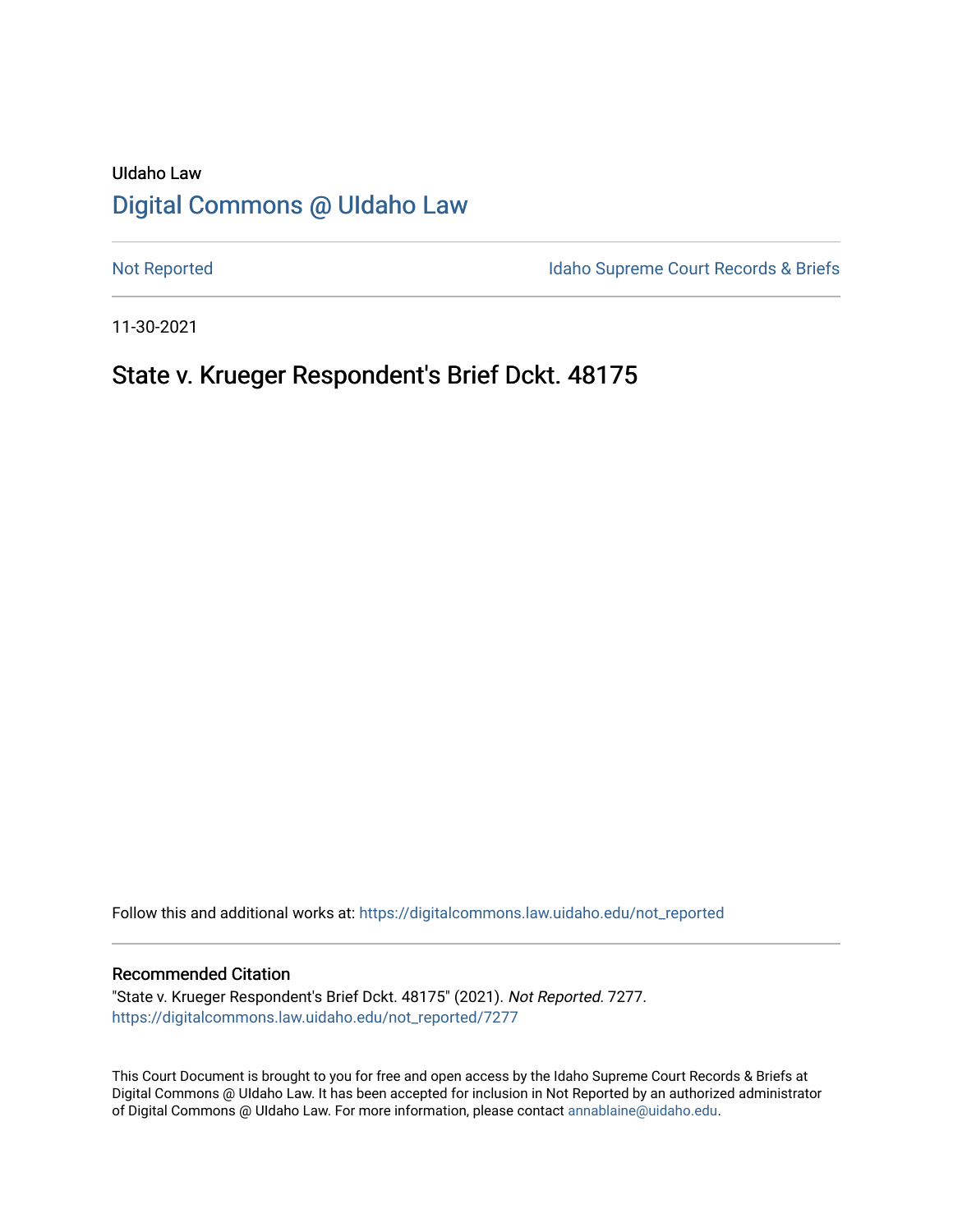UIdaho Law

[Digital Commons @ UIdaho Law](https://digitalcommons.law.uidaho.edu)

Not Reported | Idaho Supreme Court Records & Briefs

11-30-2021

# State v. Krueger Respondent's Brief Dckt. 48175

Follow this and additional works at: https://digitalcommons.law.uidaho.edu/not_reported

## Recommended Citation

"State v. Krueger Respondent's Brief Dckt. 48175" (2021). *Not Reported*. 7277.
https://digitalcommons.law.uidaho.edu/not_reported/7277

This Court Document is brought to you for free and open access by the Idaho Supreme Court Records & Briefs at Digital Commons @ UIdaho Law. It has been accepted for inclusion in Not Reported by an authorized administrator of Digital Commons @ UIdaho Law. For more information, please contact annablaine@uidaho.edu.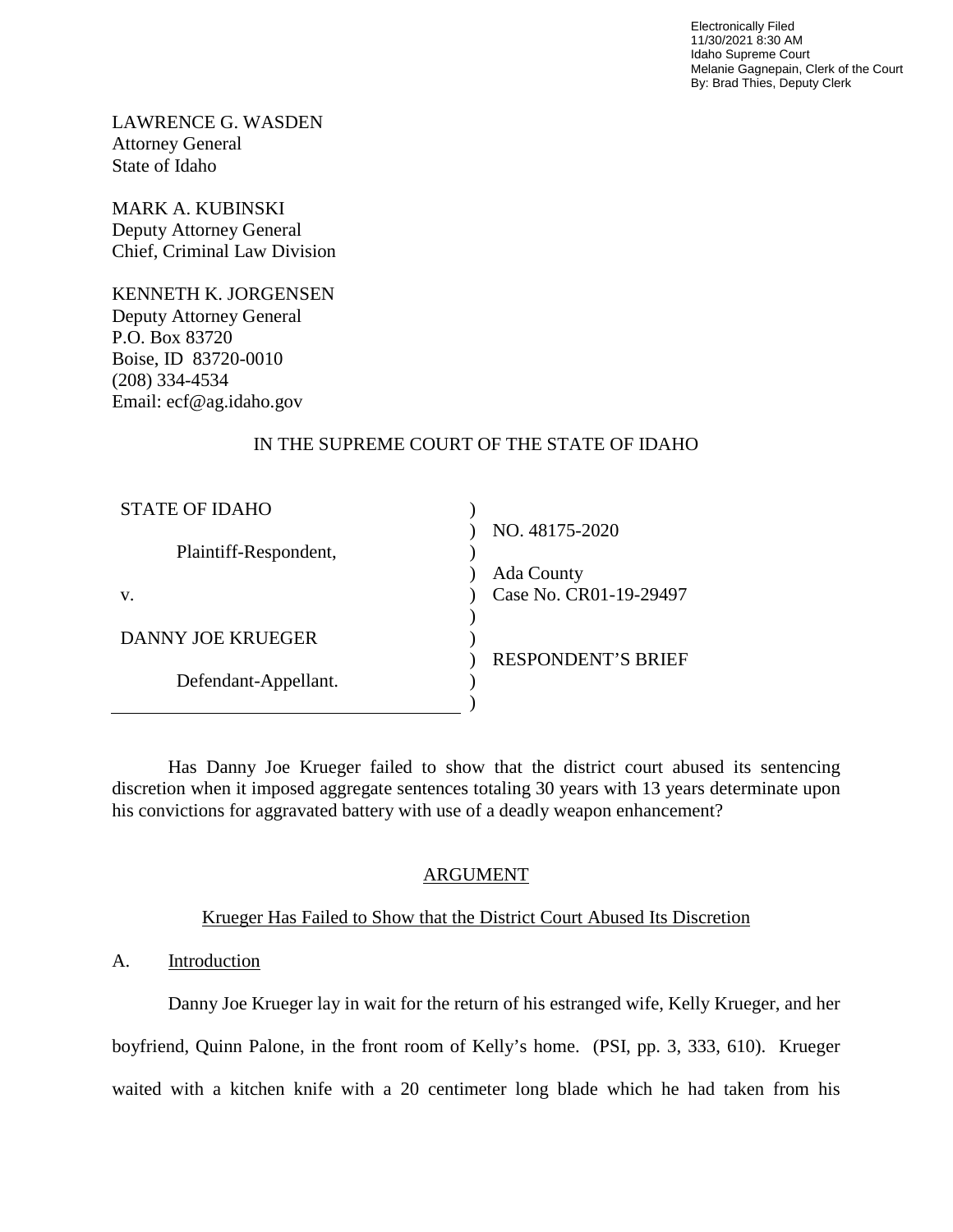Electronically Filed
11/30/2021 8:30 AM
Idaho Supreme Court
Melanie Gagnepain, Clerk of the Court
By: Brad Thies, Deputy Clerk

LAWRENCE G. WASDEN
Attorney General
State of Idaho

MARK A. KUBINSKI
Deputy Attorney General
Chief, Criminal Law Division

KENNETH K. JORGENSEN
Deputy Attorney General
P.O. Box 83720
Boise, ID 83720-0010
(208) 334-4534
Email: ecf@ag.idaho.gov

IN THE SUPREME COURT OF THE STATE OF IDAHO

| | | |
|---|---|---|
| STATE OF IDAHO | ) | |
| | ) | NO. 48175-2020 |
| Plaintiff-Respondent, | ) | |
| | ) | Ada County |
| v. | ) | Case No. CR01-19-29497 |
| | ) | |
| DANNY JOE KRUEGER | ) | |
| | ) | RESPONDENT'S BRIEF |
| Defendant-Appellant. | ) | |
| | ) | |

Has Danny Joe Krueger failed to show that the district court abused its sentencing discretion when it imposed aggregate sentences totaling 30 years with 13 years determinate upon his convictions for aggravated battery with use of a deadly weapon enhancement?

## ARGUMENT

### Krueger Has Failed to Show that the District Court Abused Its Discretion

### A. Introduction

Danny Joe Krueger lay in wait for the return of his estranged wife, Kelly Krueger, and her boyfriend, Quinn Palone, in the front room of Kelly's home. (PSI, pp. 3, 333, 610). Krueger waited with a kitchen knife with a 20 centimeter long blade which he had taken from his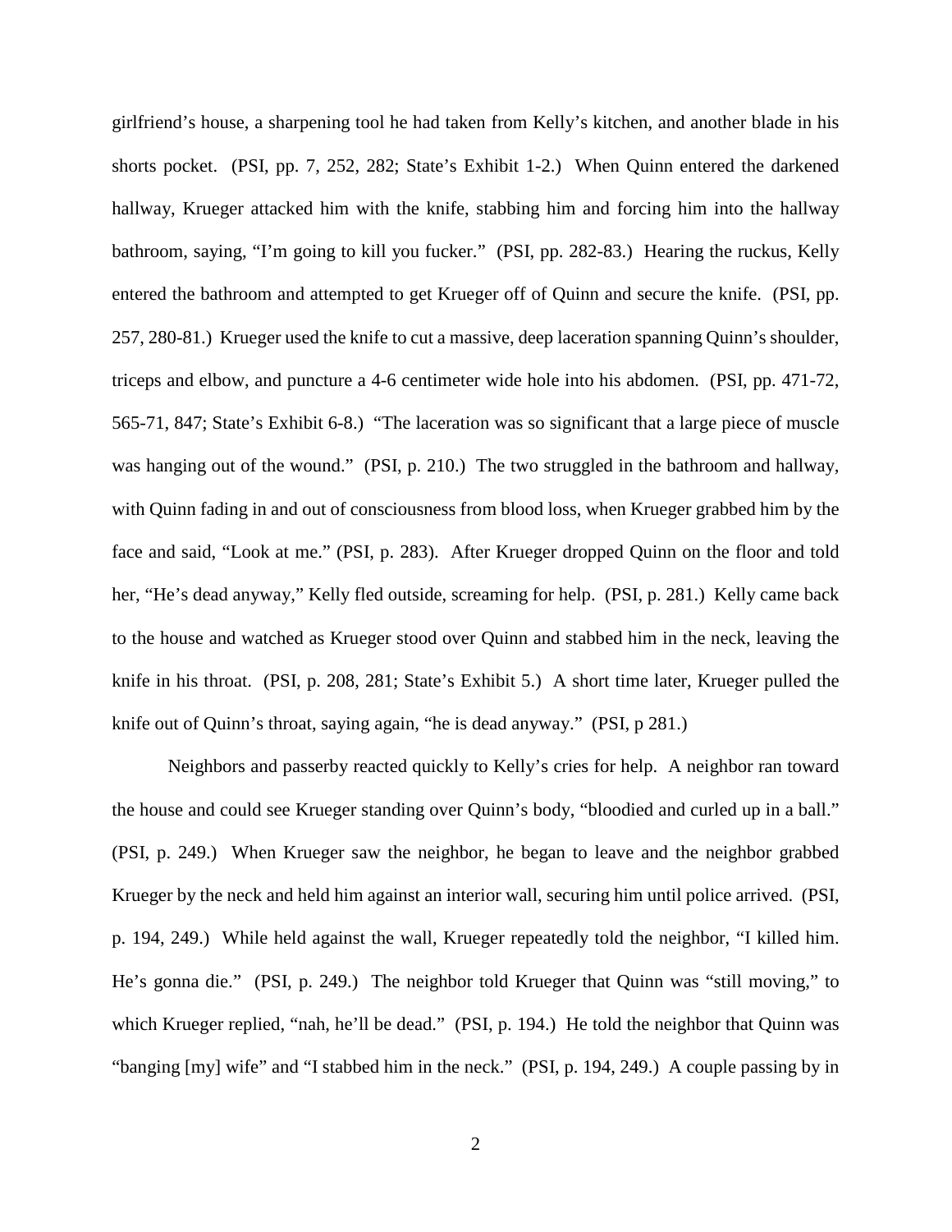girlfriend's house, a sharpening tool he had taken from Kelly's kitchen, and another blade in his shorts pocket. (PSI, pp. 7, 252, 282; State's Exhibit 1-2.) When Quinn entered the darkened hallway, Krueger attacked him with the knife, stabbing him and forcing him into the hallway bathroom, saying, "I'm going to kill you fucker." (PSI, pp. 282-83.) Hearing the ruckus, Kelly entered the bathroom and attempted to get Krueger off of Quinn and secure the knife. (PSI, pp. 257, 280-81.) Krueger used the knife to cut a massive, deep laceration spanning Quinn's shoulder, triceps and elbow, and puncture a 4-6 centimeter wide hole into his abdomen. (PSI, pp. 471-72, 565-71, 847; State's Exhibit 6-8.) "The laceration was so significant that a large piece of muscle was hanging out of the wound." (PSI, p. 210.) The two struggled in the bathroom and hallway, with Quinn fading in and out of consciousness from blood loss, when Krueger grabbed him by the face and said, "Look at me." (PSI, p. 283). After Krueger dropped Quinn on the floor and told her, "He's dead anyway," Kelly fled outside, screaming for help. (PSI, p. 281.) Kelly came back to the house and watched as Krueger stood over Quinn and stabbed him in the neck, leaving the knife in his throat. (PSI, p. 208, 281; State's Exhibit 5.) A short time later, Krueger pulled the knife out of Quinn's throat, saying again, "he is dead anyway." (PSI, p 281.)

Neighbors and passerby reacted quickly to Kelly's cries for help. A neighbor ran toward the house and could see Krueger standing over Quinn's body, "bloodied and curled up in a ball." (PSI, p. 249.) When Krueger saw the neighbor, he began to leave and the neighbor grabbed Krueger by the neck and held him against an interior wall, securing him until police arrived. (PSI, p. 194, 249.) While held against the wall, Krueger repeatedly told the neighbor, "I killed him. He's gonna die." (PSI, p. 249.) The neighbor told Krueger that Quinn was "still moving," to which Krueger replied, "nah, he'll be dead." (PSI, p. 194.) He told the neighbor that Quinn was "banging [my] wife" and "I stabbed him in the neck." (PSI, p. 194, 249.) A couple passing by in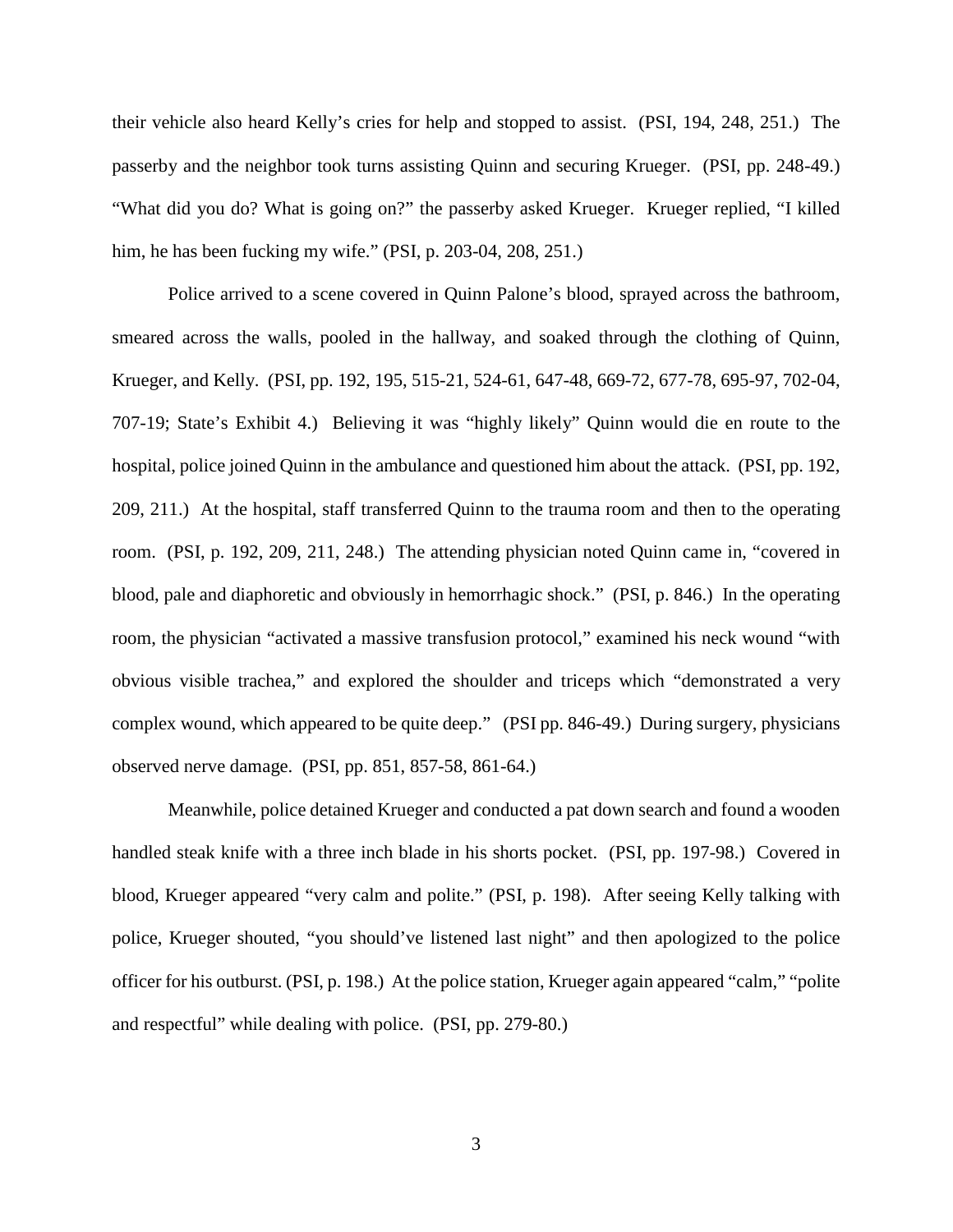their vehicle also heard Kelly's cries for help and stopped to assist. (PSI, 194, 248, 251.) The passerby and the neighbor took turns assisting Quinn and securing Krueger. (PSI, pp. 248-49.) "What did you do? What is going on?" the passerby asked Krueger. Krueger replied, "I killed him, he has been fucking my wife." (PSI, p. 203-04, 208, 251.)

Police arrived to a scene covered in Quinn Palone's blood, sprayed across the bathroom, smeared across the walls, pooled in the hallway, and soaked through the clothing of Quinn, Krueger, and Kelly. (PSI, pp. 192, 195, 515-21, 524-61, 647-48, 669-72, 677-78, 695-97, 702-04, 707-19; State's Exhibit 4.) Believing it was "highly likely" Quinn would die en route to the hospital, police joined Quinn in the ambulance and questioned him about the attack. (PSI, pp. 192, 209, 211.) At the hospital, staff transferred Quinn to the trauma room and then to the operating room. (PSI, p. 192, 209, 211, 248.) The attending physician noted Quinn came in, "covered in blood, pale and diaphoretic and obviously in hemorrhagic shock." (PSI, p. 846.) In the operating room, the physician "activated a massive transfusion protocol," examined his neck wound "with obvious visible trachea," and explored the shoulder and triceps which "demonstrated a very complex wound, which appeared to be quite deep." (PSI pp. 846-49.) During surgery, physicians observed nerve damage. (PSI, pp. 851, 857-58, 861-64.)

Meanwhile, police detained Krueger and conducted a pat down search and found a wooden handled steak knife with a three inch blade in his shorts pocket. (PSI, pp. 197-98.) Covered in blood, Krueger appeared "very calm and polite." (PSI, p. 198). After seeing Kelly talking with police, Krueger shouted, "you should've listened last night" and then apologized to the police officer for his outburst. (PSI, p. 198.) At the police station, Krueger again appeared "calm," "polite and respectful" while dealing with police. (PSI, pp. 279-80.)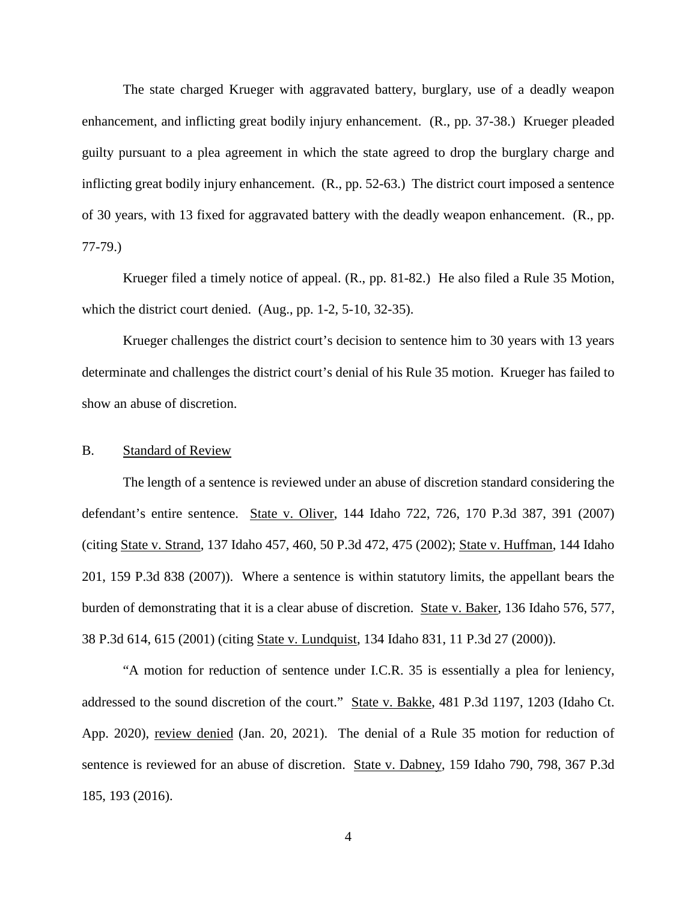The state charged Krueger with aggravated battery, burglary, use of a deadly weapon enhancement, and inflicting great bodily injury enhancement. (R., pp. 37-38.) Krueger pleaded guilty pursuant to a plea agreement in which the state agreed to drop the burglary charge and inflicting great bodily injury enhancement. (R., pp. 52-63.) The district court imposed a sentence of 30 years, with 13 fixed for aggravated battery with the deadly weapon enhancement. (R., pp. 77-79.)

Krueger filed a timely notice of appeal. (R., pp. 81-82.) He also filed a Rule 35 Motion, which the district court denied. (Aug., pp. 1-2, 5-10, 32-35).

Krueger challenges the district court's decision to sentence him to 30 years with 13 years determinate and challenges the district court's denial of his Rule 35 motion. Krueger has failed to show an abuse of discretion.

B. Standard of Review

The length of a sentence is reviewed under an abuse of discretion standard considering the defendant's entire sentence. State v. Oliver, 144 Idaho 722, 726, 170 P.3d 387, 391 (2007) (citing State v. Strand, 137 Idaho 457, 460, 50 P.3d 472, 475 (2002); State v. Huffman, 144 Idaho 201, 159 P.3d 838 (2007)). Where a sentence is within statutory limits, the appellant bears the burden of demonstrating that it is a clear abuse of discretion. State v. Baker, 136 Idaho 576, 577, 38 P.3d 614, 615 (2001) (citing State v. Lundquist, 134 Idaho 831, 11 P.3d 27 (2000)).

"A motion for reduction of sentence under I.C.R. 35 is essentially a plea for leniency, addressed to the sound discretion of the court." State v. Bakke, 481 P.3d 1197, 1203 (Idaho Ct. App. 2020), review denied (Jan. 20, 2021). The denial of a Rule 35 motion for reduction of sentence is reviewed for an abuse of discretion. State v. Dabney, 159 Idaho 790, 798, 367 P.3d 185, 193 (2016).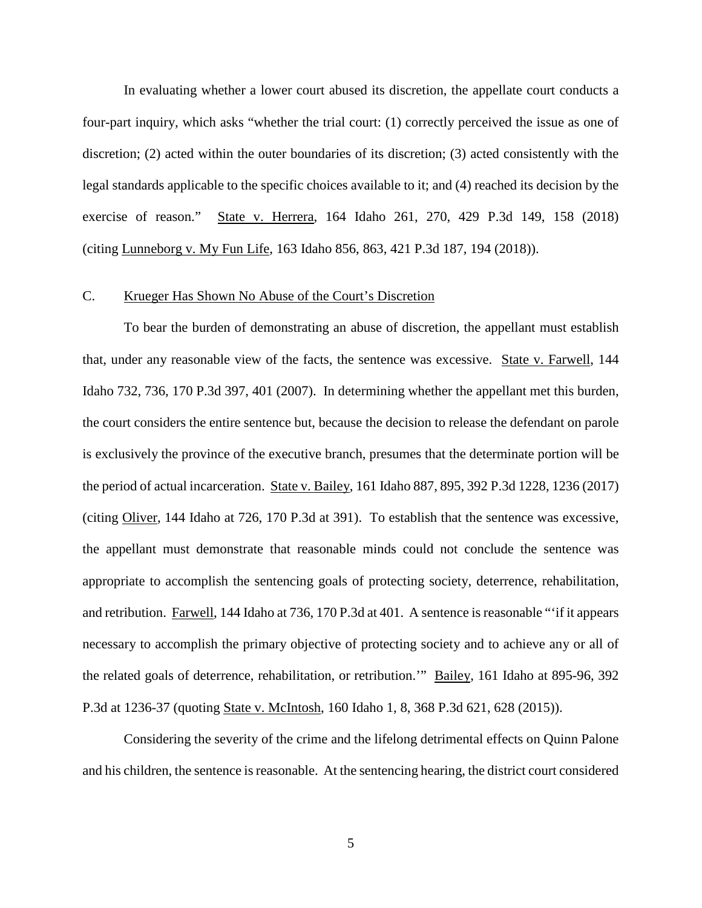In evaluating whether a lower court abused its discretion, the appellate court conducts a four-part inquiry, which asks "whether the trial court: (1) correctly perceived the issue as one of discretion; (2) acted within the outer boundaries of its discretion; (3) acted consistently with the legal standards applicable to the specific choices available to it; and (4) reached its decision by the exercise of reason." State v. Herrera, 164 Idaho 261, 270, 429 P.3d 149, 158 (2018) (citing Lunneborg v. My Fun Life, 163 Idaho 856, 863, 421 P.3d 187, 194 (2018)).

### C. Krueger Has Shown No Abuse of the Court's Discretion

To bear the burden of demonstrating an abuse of discretion, the appellant must establish that, under any reasonable view of the facts, the sentence was excessive. State v. Farwell, 144 Idaho 732, 736, 170 P.3d 397, 401 (2007). In determining whether the appellant met this burden, the court considers the entire sentence but, because the decision to release the defendant on parole is exclusively the province of the executive branch, presumes that the determinate portion will be the period of actual incarceration. State v. Bailey, 161 Idaho 887, 895, 392 P.3d 1228, 1236 (2017) (citing Oliver, 144 Idaho at 726, 170 P.3d at 391). To establish that the sentence was excessive, the appellant must demonstrate that reasonable minds could not conclude the sentence was appropriate to accomplish the sentencing goals of protecting society, deterrence, rehabilitation, and retribution. Farwell, 144 Idaho at 736, 170 P.3d at 401. A sentence is reasonable "'if it appears necessary to accomplish the primary objective of protecting society and to achieve any or all of the related goals of deterrence, rehabilitation, or retribution.'" Bailey, 161 Idaho at 895-96, 392 P.3d at 1236-37 (quoting State v. McIntosh, 160 Idaho 1, 8, 368 P.3d 621, 628 (2015)).

Considering the severity of the crime and the lifelong detrimental effects on Quinn Palone and his children, the sentence is reasonable. At the sentencing hearing, the district court considered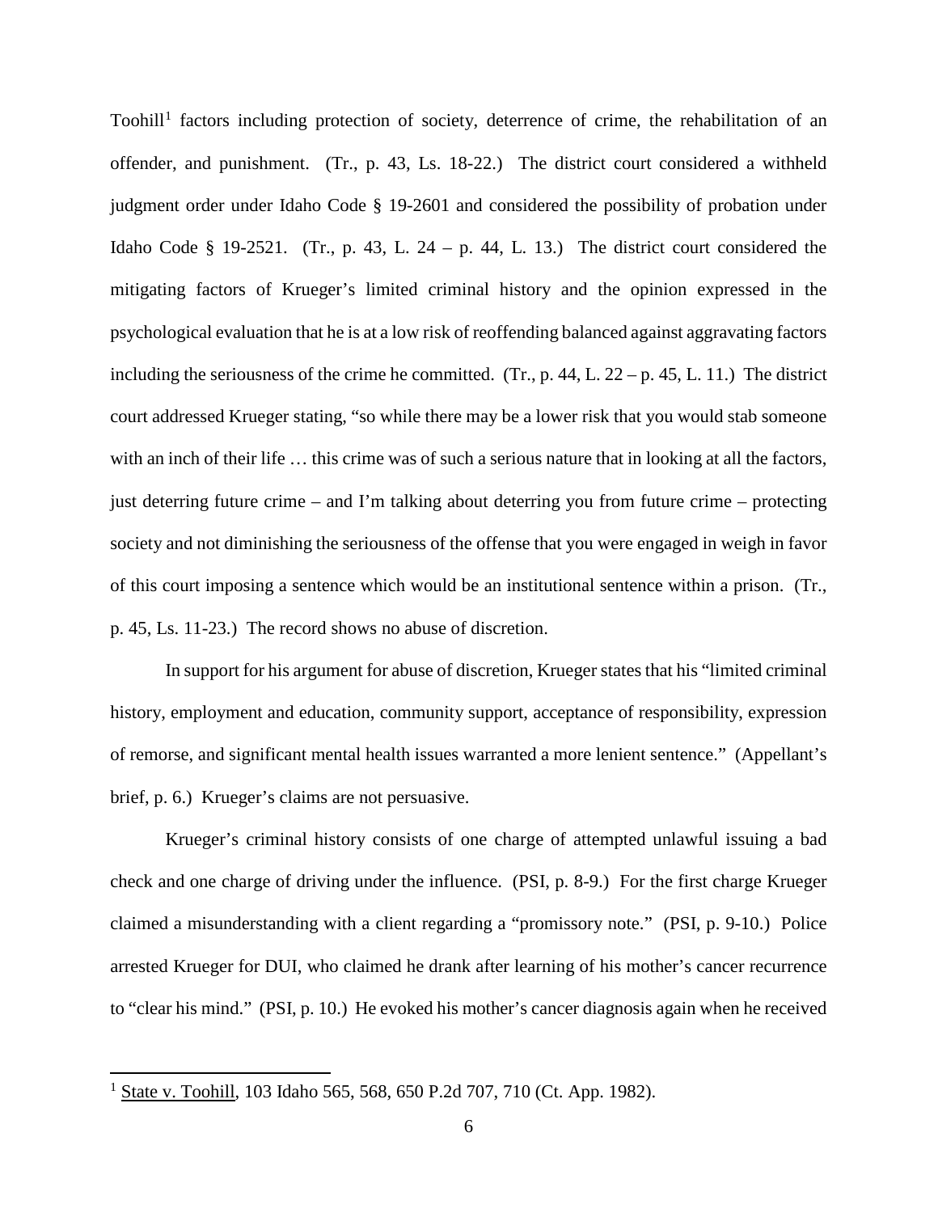Toohill[1] factors including protection of society, deterrence of crime, the rehabilitation of an offender, and punishment. (Tr., p. 43, Ls. 18-22.) The district court considered a withheld judgment order under Idaho Code § 19-2601 and considered the possibility of probation under Idaho Code § 19-2521. (Tr., p. 43, L. 24 – p. 44, L. 13.) The district court considered the mitigating factors of Krueger's limited criminal history and the opinion expressed in the psychological evaluation that he is at a low risk of reoffending balanced against aggravating factors including the seriousness of the crime he committed. (Tr., p. 44, L. 22 – p. 45, L. 11.) The district court addressed Krueger stating, "so while there may be a lower risk that you would stab someone with an inch of their life … this crime was of such a serious nature that in looking at all the factors, just deterring future crime – and I'm talking about deterring you from future crime – protecting society and not diminishing the seriousness of the offense that you were engaged in weigh in favor of this court imposing a sentence which would be an institutional sentence within a prison. (Tr., p. 45, Ls. 11-23.) The record shows no abuse of discretion.

In support for his argument for abuse of discretion, Krueger states that his "limited criminal history, employment and education, community support, acceptance of responsibility, expression of remorse, and significant mental health issues warranted a more lenient sentence." (Appellant's brief, p. 6.) Krueger's claims are not persuasive.

Krueger's criminal history consists of one charge of attempted unlawful issuing a bad check and one charge of driving under the influence. (PSI, p. 8-9.) For the first charge Krueger claimed a misunderstanding with a client regarding a "promissory note." (PSI, p. 9-10.) Police arrested Krueger for DUI, who claimed he drank after learning of his mother's cancer recurrence to "clear his mind." (PSI, p. 10.) He evoked his mother's cancer diagnosis again when he received

[1] State v. Toohill, 103 Idaho 565, 568, 650 P.2d 707, 710 (Ct. App. 1982).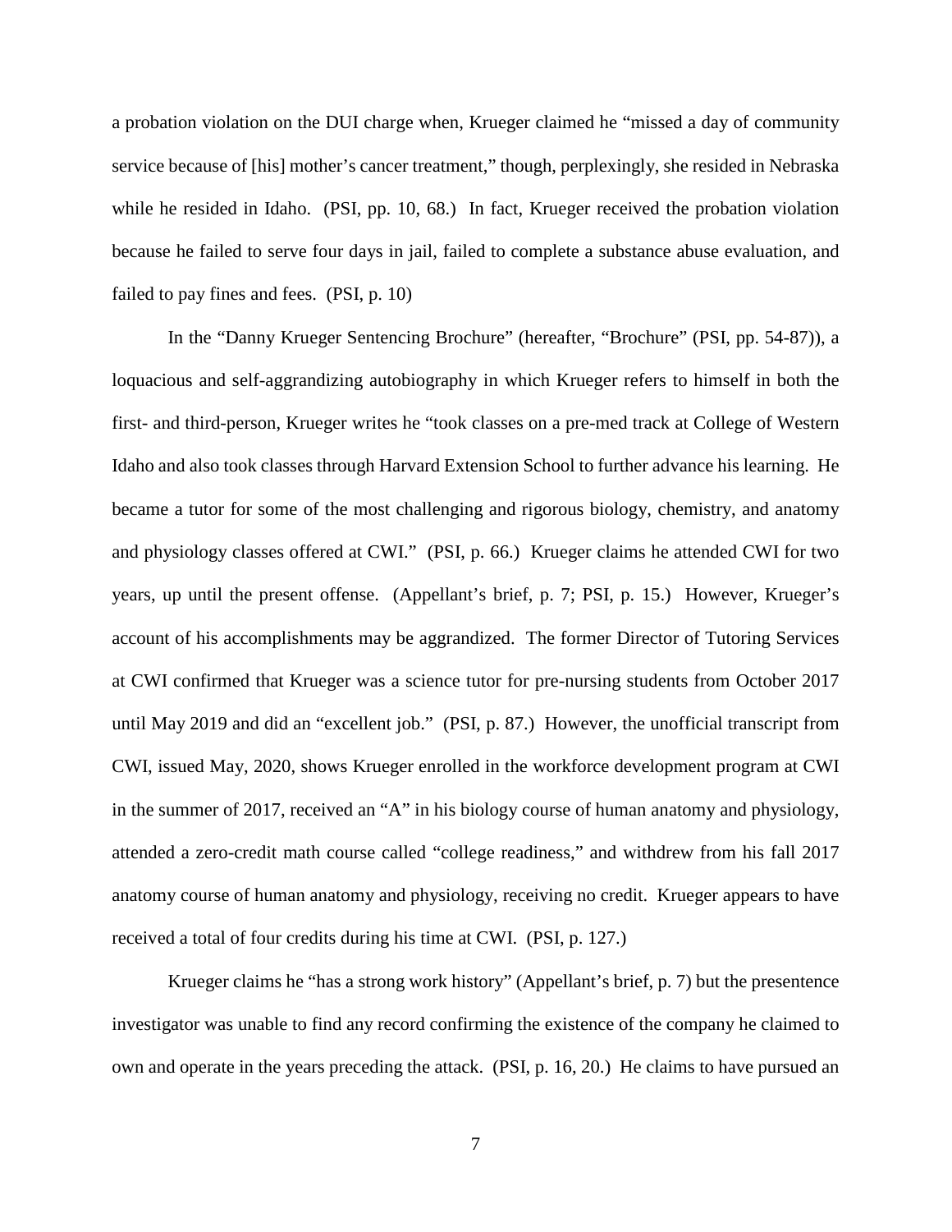a probation violation on the DUI charge when, Krueger claimed he "missed a day of community service because of [his] mother's cancer treatment," though, perplexingly, she resided in Nebraska while he resided in Idaho. (PSI, pp. 10, 68.) In fact, Krueger received the probation violation because he failed to serve four days in jail, failed to complete a substance abuse evaluation, and failed to pay fines and fees. (PSI, p. 10)

In the "Danny Krueger Sentencing Brochure" (hereafter, "Brochure" (PSI, pp. 54-87)), a loquacious and self-aggrandizing autobiography in which Krueger refers to himself in both the first- and third-person, Krueger writes he "took classes on a pre-med track at College of Western Idaho and also took classes through Harvard Extension School to further advance his learning. He became a tutor for some of the most challenging and rigorous biology, chemistry, and anatomy and physiology classes offered at CWI." (PSI, p. 66.) Krueger claims he attended CWI for two years, up until the present offense. (Appellant's brief, p. 7; PSI, p. 15.) However, Krueger's account of his accomplishments may be aggrandized. The former Director of Tutoring Services at CWI confirmed that Krueger was a science tutor for pre-nursing students from October 2017 until May 2019 and did an "excellent job." (PSI, p. 87.) However, the unofficial transcript from CWI, issued May, 2020, shows Krueger enrolled in the workforce development program at CWI in the summer of 2017, received an "A" in his biology course of human anatomy and physiology, attended a zero-credit math course called "college readiness," and withdrew from his fall 2017 anatomy course of human anatomy and physiology, receiving no credit. Krueger appears to have received a total of four credits during his time at CWI. (PSI, p. 127.)

Krueger claims he "has a strong work history" (Appellant's brief, p. 7) but the presentence investigator was unable to find any record confirming the existence of the company he claimed to own and operate in the years preceding the attack. (PSI, p. 16, 20.) He claims to have pursued an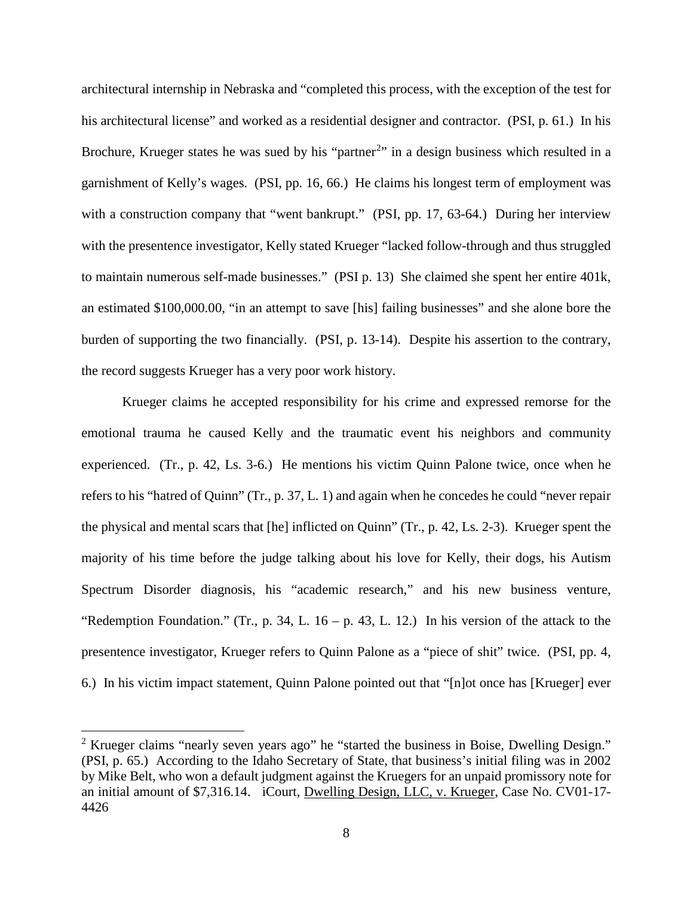architectural internship in Nebraska and "completed this process, with the exception of the test for his architectural license" and worked as a residential designer and contractor. (PSI, p. 61.) In his Brochure, Krueger states he was sued by his "partner[2]" in a design business which resulted in a garnishment of Kelly's wages. (PSI, pp. 16, 66.) He claims his longest term of employment was with a construction company that "went bankrupt." (PSI, pp. 17, 63-64.) During her interview with the presentence investigator, Kelly stated Krueger "lacked follow-through and thus struggled to maintain numerous self-made businesses." (PSI p. 13) She claimed she spent her entire 401k, an estimated $100,000.00, "in an attempt to save [his] failing businesses" and she alone bore the burden of supporting the two financially. (PSI, p. 13-14). Despite his assertion to the contrary, the record suggests Krueger has a very poor work history.

Krueger claims he accepted responsibility for his crime and expressed remorse for the emotional trauma he caused Kelly and the traumatic event his neighbors and community experienced. (Tr., p. 42, Ls. 3-6.) He mentions his victim Quinn Palone twice, once when he refers to his "hatred of Quinn" (Tr., p. 37, L. 1) and again when he concedes he could "never repair the physical and mental scars that [he] inflicted on Quinn" (Tr., p. 42, Ls. 2-3). Krueger spent the majority of his time before the judge talking about his love for Kelly, their dogs, his Autism Spectrum Disorder diagnosis, his "academic research," and his new business venture, "Redemption Foundation." (Tr., p. 34, L. 16 – p. 43, L. 12.) In his version of the attack to the presentence investigator, Krueger refers to Quinn Palone as a "piece of shit" twice. (PSI, pp. 4, 6.) In his victim impact statement, Quinn Palone pointed out that "[n]ot once has [Krueger] ever

---

[2] Krueger claims "nearly seven years ago" he "started the business in Boise, Dwelling Design." (PSI, p. 65.) According to the Idaho Secretary of State, that business's initial filing was in 2002 by Mike Belt, who won a default judgment against the Kruegers for an unpaid promissory note for an initial amount of $7,316.14. iCourt, Dwelling Design, LLC, v. Krueger, Case No. CV01-17-4426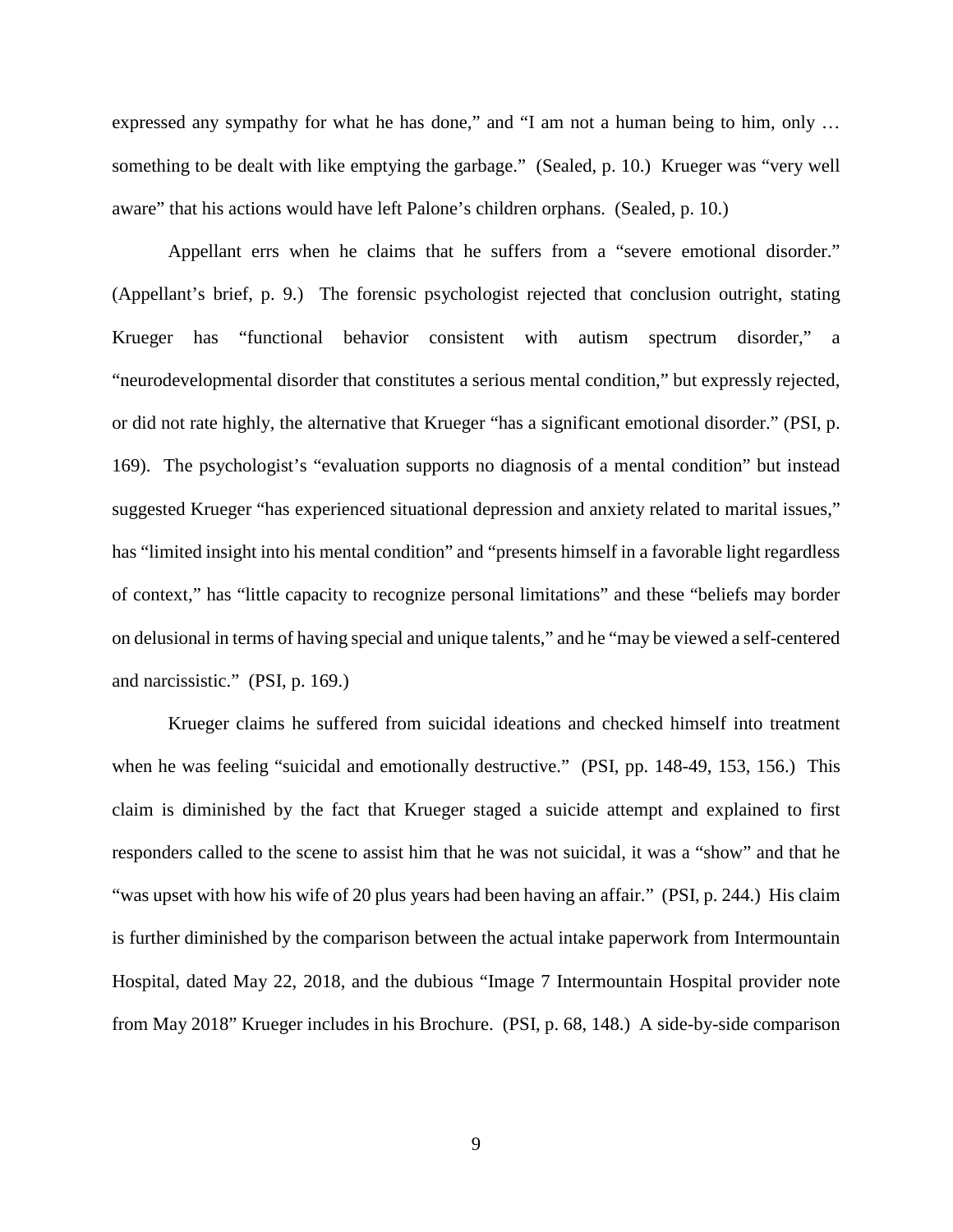expressed any sympathy for what he has done," and "I am not a human being to him, only … something to be dealt with like emptying the garbage." (Sealed, p. 10.) Krueger was "very well aware" that his actions would have left Palone's children orphans. (Sealed, p. 10.)

Appellant errs when he claims that he suffers from a "severe emotional disorder." (Appellant's brief, p. 9.) The forensic psychologist rejected that conclusion outright, stating Krueger has "functional behavior consistent with autism spectrum disorder," a "neurodevelopmental disorder that constitutes a serious mental condition," but expressly rejected, or did not rate highly, the alternative that Krueger "has a significant emotional disorder." (PSI, p. 169). The psychologist's "evaluation supports no diagnosis of a mental condition" but instead suggested Krueger "has experienced situational depression and anxiety related to marital issues," has "limited insight into his mental condition" and "presents himself in a favorable light regardless of context," has "little capacity to recognize personal limitations" and these "beliefs may border on delusional in terms of having special and unique talents," and he "may be viewed a self-centered and narcissistic." (PSI, p. 169.)

Krueger claims he suffered from suicidal ideations and checked himself into treatment when he was feeling "suicidal and emotionally destructive." (PSI, pp. 148-49, 153, 156.) This claim is diminished by the fact that Krueger staged a suicide attempt and explained to first responders called to the scene to assist him that he was not suicidal, it was a "show" and that he "was upset with how his wife of 20 plus years had been having an affair." (PSI, p. 244.) His claim is further diminished by the comparison between the actual intake paperwork from Intermountain Hospital, dated May 22, 2018, and the dubious "Image 7 Intermountain Hospital provider note from May 2018" Krueger includes in his Brochure. (PSI, p. 68, 148.) A side-by-side comparison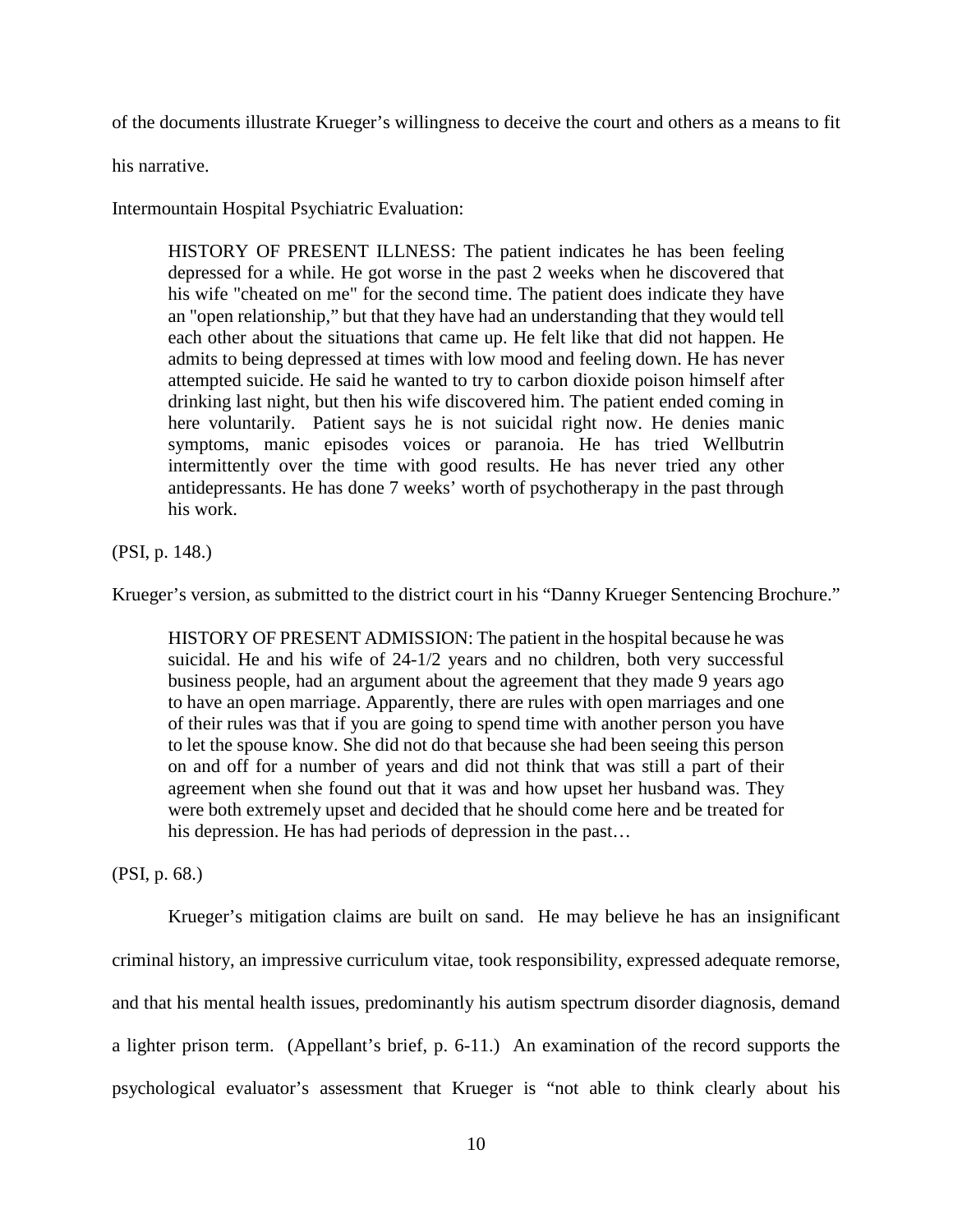of the documents illustrate Krueger's willingness to deceive the court and others as a means to fit his narrative.

Intermountain Hospital Psychiatric Evaluation:

> HISTORY OF PRESENT ILLNESS: The patient indicates he has been feeling depressed for a while. He got worse in the past 2 weeks when he discovered that his wife "cheated on me" for the second time. The patient does indicate they have an "open relationship," but that they have had an understanding that they would tell each other about the situations that came up. He felt like that did not happen. He admits to being depressed at times with low mood and feeling down. He has never attempted suicide. He said he wanted to try to carbon dioxide poison himself after drinking last night, but then his wife discovered him. The patient ended coming in here voluntarily. Patient says he is not suicidal right now. He denies manic symptoms, manic episodes voices or paranoia. He has tried Wellbutrin intermittently over the time with good results. He has never tried any other antidepressants. He has done 7 weeks' worth of psychotherapy in the past through his work.

(PSI, p. 148.)

Krueger's version, as submitted to the district court in his "Danny Krueger Sentencing Brochure."

> HISTORY OF PRESENT ADMISSION: The patient in the hospital because he was suicidal. He and his wife of 24-1/2 years and no children, both very successful business people, had an argument about the agreement that they made 9 years ago to have an open marriage. Apparently, there are rules with open marriages and one of their rules was that if you are going to spend time with another person you have to let the spouse know. She did not do that because she had been seeing this person on and off for a number of years and did not think that was still a part of their agreement when she found out that it was and how upset her husband was. They were both extremely upset and decided that he should come here and be treated for his depression. He has had periods of depression in the past…

(PSI, p. 68.)

Krueger's mitigation claims are built on sand. He may believe he has an insignificant criminal history, an impressive curriculum vitae, took responsibility, expressed adequate remorse, and that his mental health issues, predominantly his autism spectrum disorder diagnosis, demand a lighter prison term. (Appellant's brief, p. 6-11.) An examination of the record supports the psychological evaluator's assessment that Krueger is "not able to think clearly about his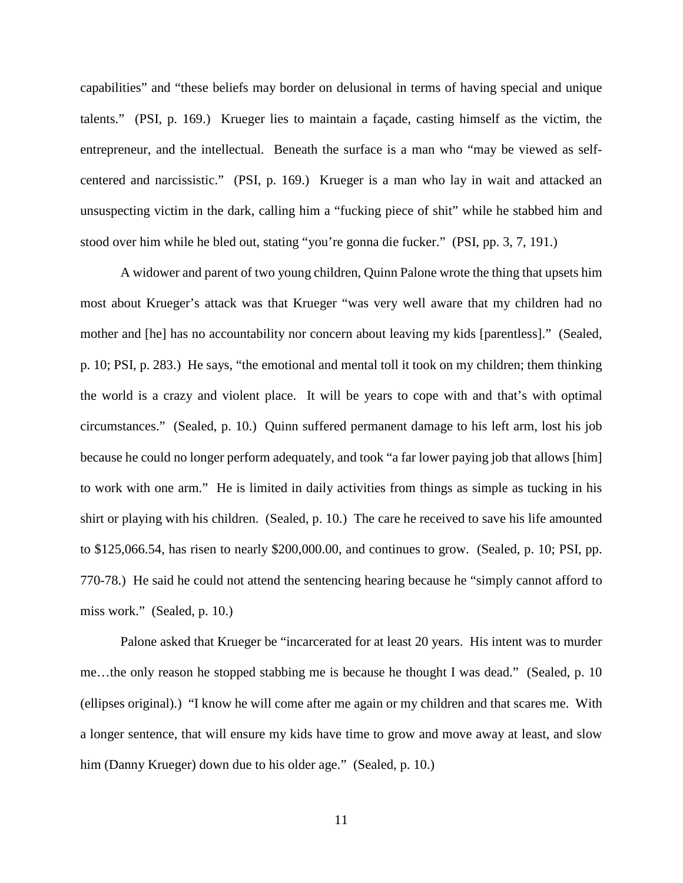capabilities" and "these beliefs may border on delusional in terms of having special and unique talents." (PSI, p. 169.) Krueger lies to maintain a façade, casting himself as the victim, the entrepreneur, and the intellectual. Beneath the surface is a man who "may be viewed as self-centered and narcissistic." (PSI, p. 169.) Krueger is a man who lay in wait and attacked an unsuspecting victim in the dark, calling him a "fucking piece of shit" while he stabbed him and stood over him while he bled out, stating "you're gonna die fucker." (PSI, pp. 3, 7, 191.)

A widower and parent of two young children, Quinn Palone wrote the thing that upsets him most about Krueger's attack was that Krueger "was very well aware that my children had no mother and [he] has no accountability nor concern about leaving my kids [parentless]." (Sealed, p. 10; PSI, p. 283.) He says, "the emotional and mental toll it took on my children; them thinking the world is a crazy and violent place. It will be years to cope with and that's with optimal circumstances." (Sealed, p. 10.) Quinn suffered permanent damage to his left arm, lost his job because he could no longer perform adequately, and took "a far lower paying job that allows [him] to work with one arm." He is limited in daily activities from things as simple as tucking in his shirt or playing with his children. (Sealed, p. 10.) The care he received to save his life amounted to $125,066.54, has risen to nearly $200,000.00, and continues to grow. (Sealed, p. 10; PSI, pp. 770-78.) He said he could not attend the sentencing hearing because he "simply cannot afford to miss work." (Sealed, p. 10.)

Palone asked that Krueger be "incarcerated for at least 20 years. His intent was to murder me…the only reason he stopped stabbing me is because he thought I was dead." (Sealed, p. 10 (ellipses original).) "I know he will come after me again or my children and that scares me. With a longer sentence, that will ensure my kids have time to grow and move away at least, and slow him (Danny Krueger) down due to his older age." (Sealed, p. 10.)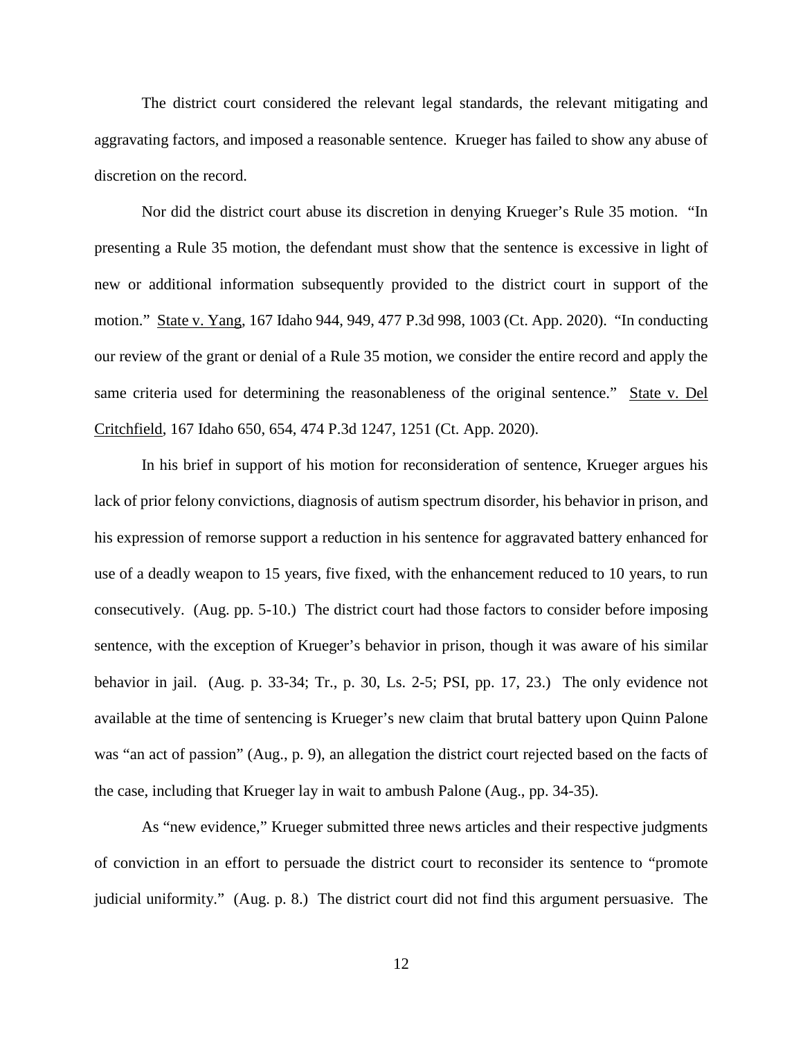The district court considered the relevant legal standards, the relevant mitigating and aggravating factors, and imposed a reasonable sentence. Krueger has failed to show any abuse of discretion on the record.

Nor did the district court abuse its discretion in denying Krueger's Rule 35 motion. "In presenting a Rule 35 motion, the defendant must show that the sentence is excessive in light of new or additional information subsequently provided to the district court in support of the motion." State v. Yang, 167 Idaho 944, 949, 477 P.3d 998, 1003 (Ct. App. 2020). "In conducting our review of the grant or denial of a Rule 35 motion, we consider the entire record and apply the same criteria used for determining the reasonableness of the original sentence." State v. Del Critchfield, 167 Idaho 650, 654, 474 P.3d 1247, 1251 (Ct. App. 2020).

In his brief in support of his motion for reconsideration of sentence, Krueger argues his lack of prior felony convictions, diagnosis of autism spectrum disorder, his behavior in prison, and his expression of remorse support a reduction in his sentence for aggravated battery enhanced for use of a deadly weapon to 15 years, five fixed, with the enhancement reduced to 10 years, to run consecutively. (Aug. pp. 5-10.) The district court had those factors to consider before imposing sentence, with the exception of Krueger's behavior in prison, though it was aware of his similar behavior in jail. (Aug. p. 33-34; Tr., p. 30, Ls. 2-5; PSI, pp. 17, 23.) The only evidence not available at the time of sentencing is Krueger's new claim that brutal battery upon Quinn Palone was "an act of passion" (Aug., p. 9), an allegation the district court rejected based on the facts of the case, including that Krueger lay in wait to ambush Palone (Aug., pp. 34-35).

As "new evidence," Krueger submitted three news articles and their respective judgments of conviction in an effort to persuade the district court to reconsider its sentence to "promote judicial uniformity." (Aug. p. 8.) The district court did not find this argument persuasive. The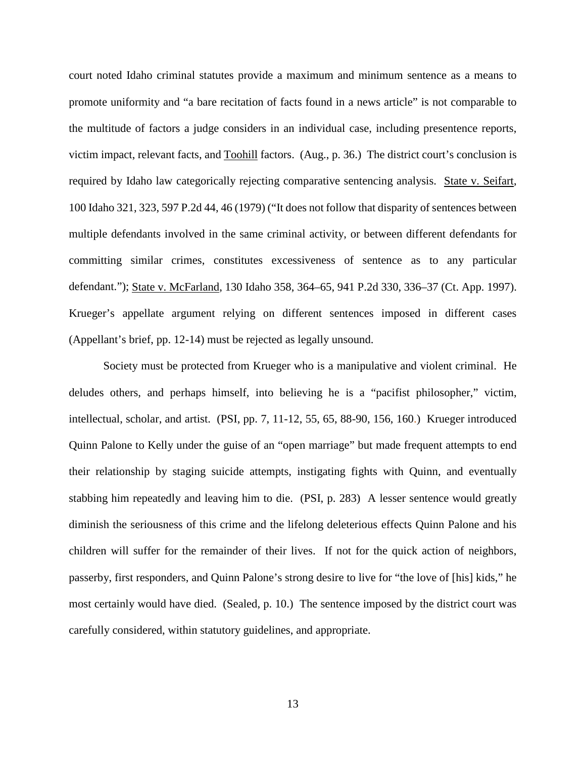court noted Idaho criminal statutes provide a maximum and minimum sentence as a means to promote uniformity and "a bare recitation of facts found in a news article" is not comparable to the multitude of factors a judge considers in an individual case, including presentence reports, victim impact, relevant facts, and Toohill factors. (Aug., p. 36.) The district court's conclusion is required by Idaho law categorically rejecting comparative sentencing analysis. State v. Seifart, 100 Idaho 321, 323, 597 P.2d 44, 46 (1979) ("It does not follow that disparity of sentences between multiple defendants involved in the same criminal activity, or between different defendants for committing similar crimes, constitutes excessiveness of sentence as to any particular defendant."); State v. McFarland, 130 Idaho 358, 364–65, 941 P.2d 330, 336–37 (Ct. App. 1997). Krueger's appellate argument relying on different sentences imposed in different cases (Appellant's brief, pp. 12-14) must be rejected as legally unsound.

Society must be protected from Krueger who is a manipulative and violent criminal. He deludes others, and perhaps himself, into believing he is a "pacifist philosopher," victim, intellectual, scholar, and artist. (PSI, pp. 7, 11-12, 55, 65, 88-90, 156, 160.) Krueger introduced Quinn Palone to Kelly under the guise of an "open marriage" but made frequent attempts to end their relationship by staging suicide attempts, instigating fights with Quinn, and eventually stabbing him repeatedly and leaving him to die. (PSI, p. 283) A lesser sentence would greatly diminish the seriousness of this crime and the lifelong deleterious effects Quinn Palone and his children will suffer for the remainder of their lives. If not for the quick action of neighbors, passerby, first responders, and Quinn Palone's strong desire to live for "the love of [his] kids," he most certainly would have died. (Sealed, p. 10.) The sentence imposed by the district court was carefully considered, within statutory guidelines, and appropriate.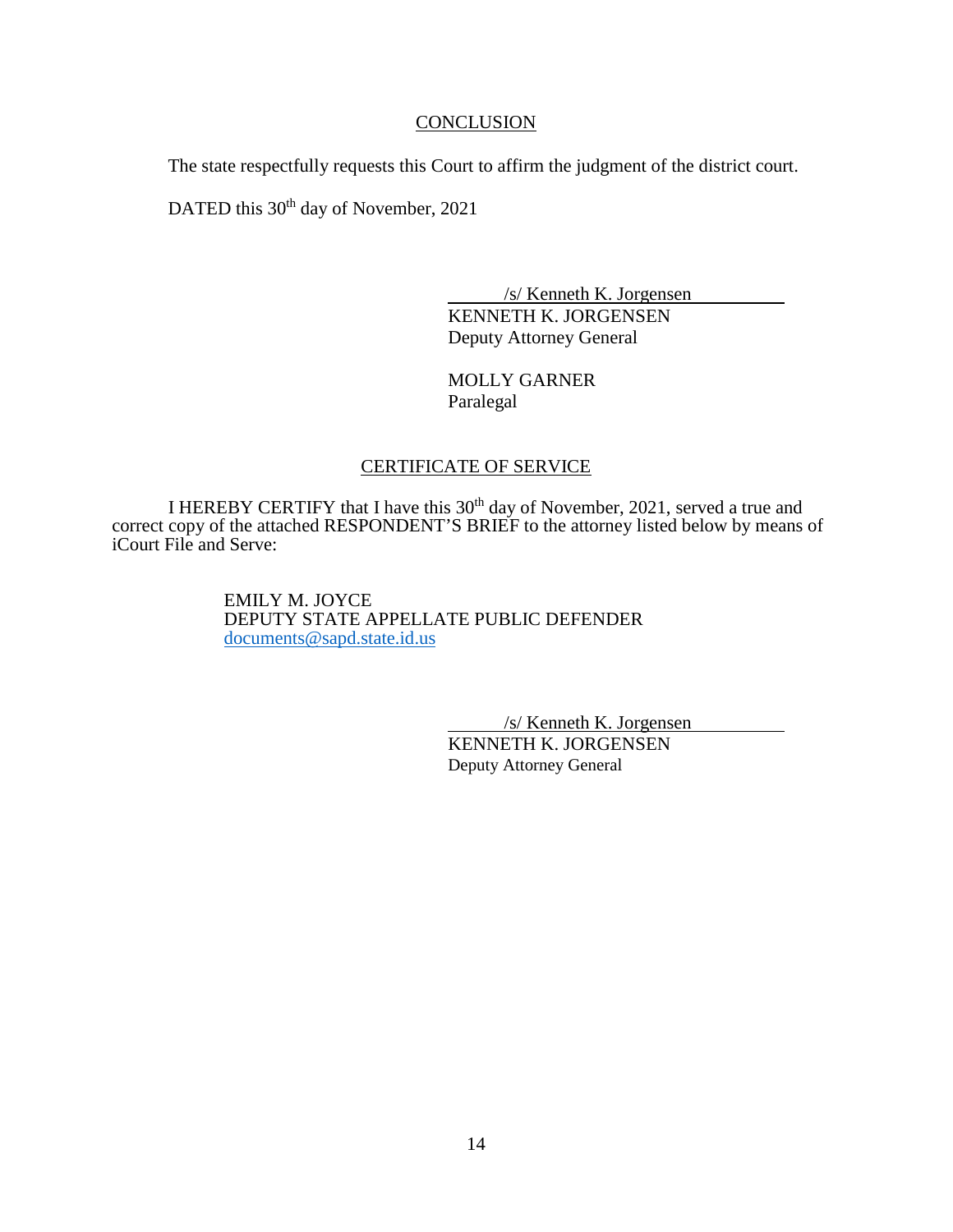## CONCLUSION

The state respectfully requests this Court to affirm the judgment of the district court.

DATED this 30th day of November, 2021

/s/ Kenneth K. Jorgensen
KENNETH K. JORGENSEN
Deputy Attorney General

MOLLY GARNER
Paralegal

## CERTIFICATE OF SERVICE

I HEREBY CERTIFY that I have this 30th day of November, 2021, served a true and correct copy of the attached RESPONDENT'S BRIEF to the attorney listed below by means of iCourt File and Serve:

EMILY M. JOYCE
DEPUTY STATE APPELLATE PUBLIC DEFENDER
documents@sapd.state.id.us

/s/ Kenneth K. Jorgensen
KENNETH K. JORGENSEN
Deputy Attorney General